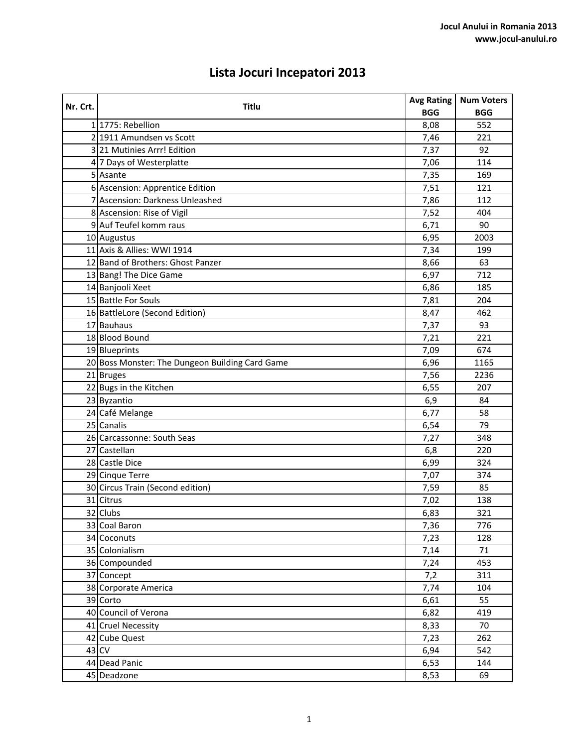# Lista Jocuri Incepatori 2013

| Nr. Crt. | Titlu | Avg Rating BGG | Num Voters BGG |
|---|---|---|---|
| 1 | 1775: Rebellion | 8,08 | 552 |
| 2 | 1911 Amundsen vs Scott | 7,46 | 221 |
| 3 | 21 Mutinies Arrr! Edition | 7,37 | 92 |
| 4 | 7 Days of Westerplatte | 7,06 | 114 |
| 5 | Asante | 7,35 | 169 |
| 6 | Ascension: Apprentice Edition | 7,51 | 121 |
| 7 | Ascension: Darkness Unleashed | 7,86 | 112 |
| 8 | Ascension: Rise of Vigil | 7,52 | 404 |
| 9 | Auf Teufel komm raus | 6,71 | 90 |
| 10 | Augustus | 6,95 | 2003 |
| 11 | Axis & Allies: WWI 1914 | 7,34 | 199 |
| 12 | Band of Brothers: Ghost Panzer | 8,66 | 63 |
| 13 | Bang! The Dice Game | 6,97 | 712 |
| 14 | Banjooli Xeet | 6,86 | 185 |
| 15 | Battle For Souls | 7,81 | 204 |
| 16 | BattleLore (Second Edition) | 8,47 | 462 |
| 17 | Bauhaus | 7,37 | 93 |
| 18 | Blood Bound | 7,21 | 221 |
| 19 | Blueprints | 7,09 | 674 |
| 20 | Boss Monster: The Dungeon Building Card Game | 6,96 | 1165 |
| 21 | Bruges | 7,56 | 2236 |
| 22 | Bugs in the Kitchen | 6,55 | 207 |
| 23 | Byzantio | 6,9 | 84 |
| 24 | Café Melange | 6,77 | 58 |
| 25 | Canalis | 6,54 | 79 |
| 26 | Carcassonne: South Seas | 7,27 | 348 |
| 27 | Castellan | 6,8 | 220 |
| 28 | Castle Dice | 6,99 | 324 |
| 29 | Cinque Terre | 7,07 | 374 |
| 30 | Circus Train (Second edition) | 7,59 | 85 |
| 31 | Citrus | 7,02 | 138 |
| 32 | Clubs | 6,83 | 321 |
| 33 | Coal Baron | 7,36 | 776 |
| 34 | Coconuts | 7,23 | 128 |
| 35 | Colonialism | 7,14 | 71 |
| 36 | Compounded | 7,24 | 453 |
| 37 | Concept | 7,2 | 311 |
| 38 | Corporate America | 7,74 | 104 |
| 39 | Corto | 6,61 | 55 |
| 40 | Council of Verona | 6,82 | 419 |
| 41 | Cruel Necessity | 8,33 | 70 |
| 42 | Cube Quest | 7,23 | 262 |
| 43 | CV | 6,94 | 542 |
| 44 | Dead Panic | 6,53 | 144 |
| 45 | Deadzone | 8,53 | 69 |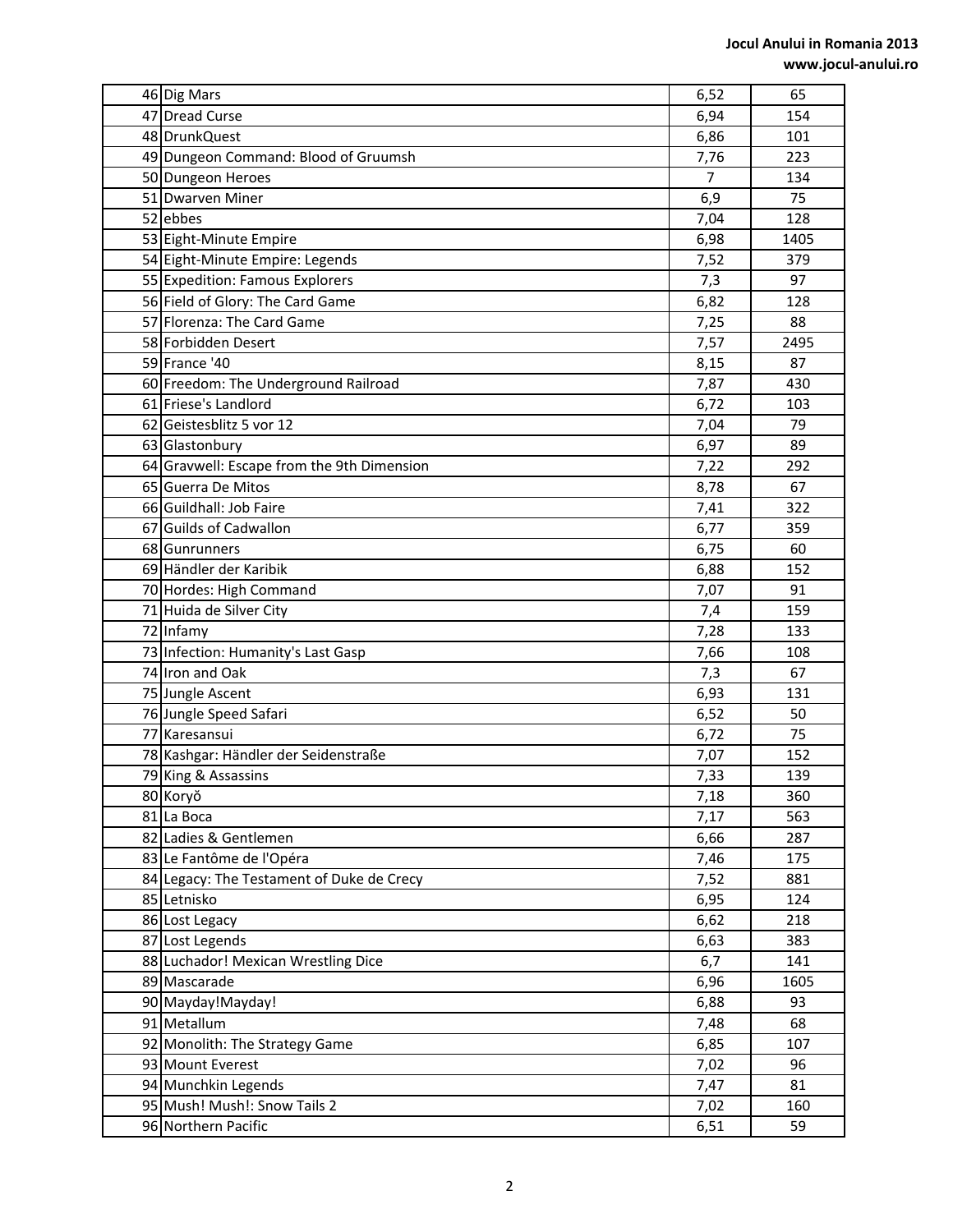| | | | |
|---|---|---|---|
| 46 | Dig Mars | 6,52 | 65 |
| 47 | Dread Curse | 6,94 | 154 |
| 48 | DrunkQuest | 6,86 | 101 |
| 49 | Dungeon Command: Blood of Gruumsh | 7,76 | 223 |
| 50 | Dungeon Heroes | 7 | 134 |
| 51 | Dwarven Miner | 6,9 | 75 |
| 52 | ebbes | 7,04 | 128 |
| 53 | Eight-Minute Empire | 6,98 | 1405 |
| 54 | Eight-Minute Empire: Legends | 7,52 | 379 |
| 55 | Expedition: Famous Explorers | 7,3 | 97 |
| 56 | Field of Glory: The Card Game | 6,82 | 128 |
| 57 | Florenza: The Card Game | 7,25 | 88 |
| 58 | Forbidden Desert | 7,57 | 2495 |
| 59 | France '40 | 8,15 | 87 |
| 60 | Freedom: The Underground Railroad | 7,87 | 430 |
| 61 | Friese's Landlord | 6,72 | 103 |
| 62 | Geistesblitz 5 vor 12 | 7,04 | 79 |
| 63 | Glastonbury | 6,97 | 89 |
| 64 | Gravwell: Escape from the 9th Dimension | 7,22 | 292 |
| 65 | Guerra De Mitos | 8,78 | 67 |
| 66 | Guildhall: Job Faire | 7,41 | 322 |
| 67 | Guilds of Cadwallon | 6,77 | 359 |
| 68 | Gunrunners | 6,75 | 60 |
| 69 | Händler der Karibik | 6,88 | 152 |
| 70 | Hordes: High Command | 7,07 | 91 |
| 71 | Huida de Silver City | 7,4 | 159 |
| 72 | Infamy | 7,28 | 133 |
| 73 | Infection: Humanity's Last Gasp | 7,66 | 108 |
| 74 | Iron and Oak | 7,3 | 67 |
| 75 | Jungle Ascent | 6,93 | 131 |
| 76 | Jungle Speed Safari | 6,52 | 50 |
| 77 | Karesansui | 6,72 | 75 |
| 78 | Kashgar: Händler der Seidenstraße | 7,07 | 152 |
| 79 | King & Assassins | 7,33 | 139 |
| 80 | Koryŏ | 7,18 | 360 |
| 81 | La Boca | 7,17 | 563 |
| 82 | Ladies & Gentlemen | 6,66 | 287 |
| 83 | Le Fantôme de l'Opéra | 7,46 | 175 |
| 84 | Legacy: The Testament of Duke de Crecy | 7,52 | 881 |
| 85 | Letnisko | 6,95 | 124 |
| 86 | Lost Legacy | 6,62 | 218 |
| 87 | Lost Legends | 6,63 | 383 |
| 88 | Luchador! Mexican Wrestling Dice | 6,7 | 141 |
| 89 | Mascarade | 6,96 | 1605 |
| 90 | Mayday!Mayday! | 6,88 | 93 |
| 91 | Metallum | 7,48 | 68 |
| 92 | Monolith: The Strategy Game | 6,85 | 107 |
| 93 | Mount Everest | 7,02 | 96 |
| 94 | Munchkin Legends | 7,47 | 81 |
| 95 | Mush! Mush!: Snow Tails 2 | 7,02 | 160 |
| 96 | Northern Pacific | 6,51 | 59 |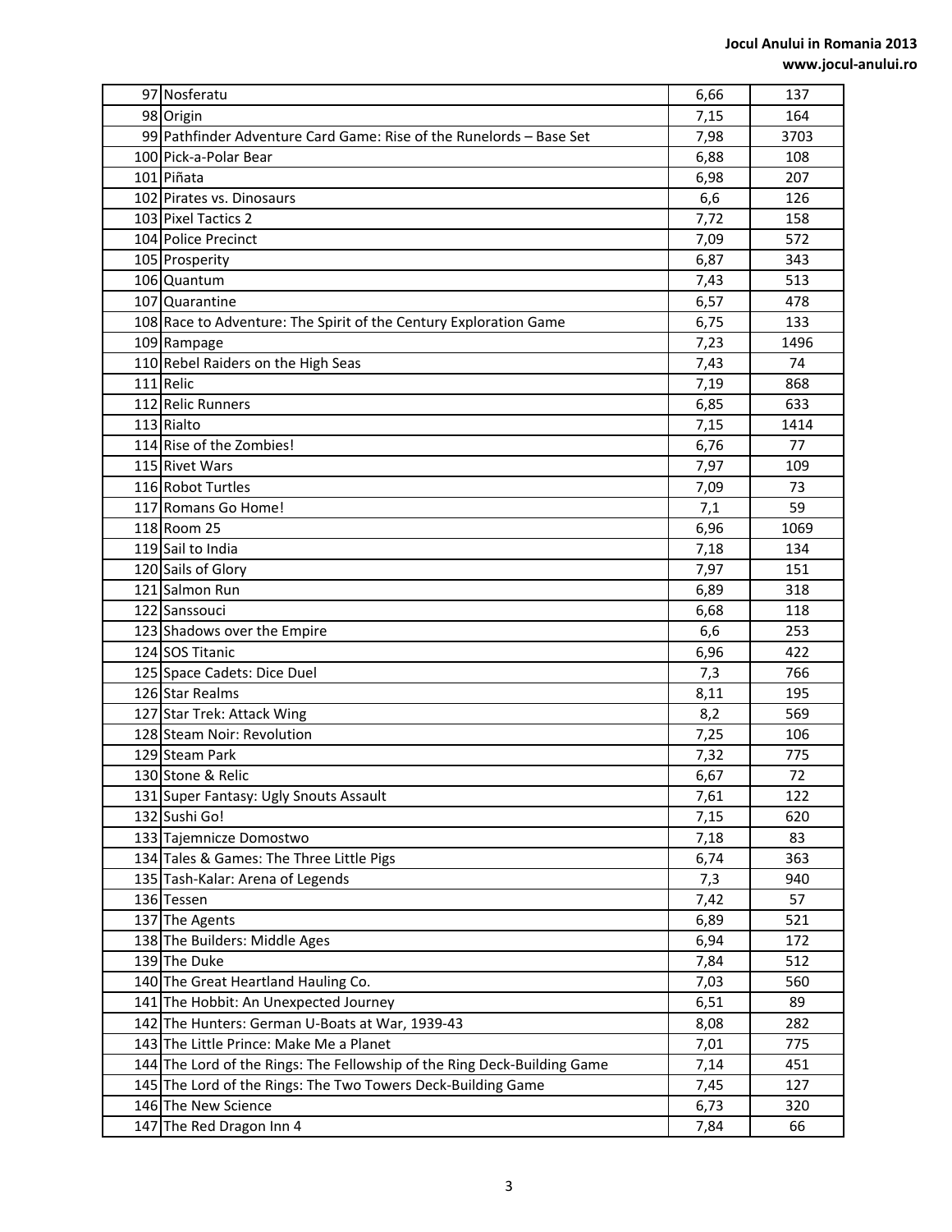| | | | |
|---|---|---|---|
| 97 | Nosferatu | 6,66 | 137 |
| 98 | Origin | 7,15 | 164 |
| 99 | Pathfinder Adventure Card Game: Rise of the Runelords – Base Set | 7,98 | 3703 |
| 100 | Pick-a-Polar Bear | 6,88 | 108 |
| 101 | Piñata | 6,98 | 207 |
| 102 | Pirates vs. Dinosaurs | 6,6 | 126 |
| 103 | Pixel Tactics 2 | 7,72 | 158 |
| 104 | Police Precinct | 7,09 | 572 |
| 105 | Prosperity | 6,87 | 343 |
| 106 | Quantum | 7,43 | 513 |
| 107 | Quarantine | 6,57 | 478 |
| 108 | Race to Adventure: The Spirit of the Century Exploration Game | 6,75 | 133 |
| 109 | Rampage | 7,23 | 1496 |
| 110 | Rebel Raiders on the High Seas | 7,43 | 74 |
| 111 | Relic | 7,19 | 868 |
| 112 | Relic Runners | 6,85 | 633 |
| 113 | Rialto | 7,15 | 1414 |
| 114 | Rise of the Zombies! | 6,76 | 77 |
| 115 | Rivet Wars | 7,97 | 109 |
| 116 | Robot Turtles | 7,09 | 73 |
| 117 | Romans Go Home! | 7,1 | 59 |
| 118 | Room 25 | 6,96 | 1069 |
| 119 | Sail to India | 7,18 | 134 |
| 120 | Sails of Glory | 7,97 | 151 |
| 121 | Salmon Run | 6,89 | 318 |
| 122 | Sanssouci | 6,68 | 118 |
| 123 | Shadows over the Empire | 6,6 | 253 |
| 124 | SOS Titanic | 6,96 | 422 |
| 125 | Space Cadets: Dice Duel | 7,3 | 766 |
| 126 | Star Realms | 8,11 | 195 |
| 127 | Star Trek: Attack Wing | 8,2 | 569 |
| 128 | Steam Noir: Revolution | 7,25 | 106 |
| 129 | Steam Park | 7,32 | 775 |
| 130 | Stone & Relic | 6,67 | 72 |
| 131 | Super Fantasy: Ugly Snouts Assault | 7,61 | 122 |
| 132 | Sushi Go! | 7,15 | 620 |
| 133 | Tajemnicze Domostwo | 7,18 | 83 |
| 134 | Tales & Games: The Three Little Pigs | 6,74 | 363 |
| 135 | Tash-Kalar: Arena of Legends | 7,3 | 940 |
| 136 | Tessen | 7,42 | 57 |
| 137 | The Agents | 6,89 | 521 |
| 138 | The Builders: Middle Ages | 6,94 | 172 |
| 139 | The Duke | 7,84 | 512 |
| 140 | The Great Heartland Hauling Co. | 7,03 | 560 |
| 141 | The Hobbit: An Unexpected Journey | 6,51 | 89 |
| 142 | The Hunters: German U-Boats at War, 1939-43 | 8,08 | 282 |
| 143 | The Little Prince: Make Me a Planet | 7,01 | 775 |
| 144 | The Lord of the Rings: The Fellowship of the Ring Deck-Building Game | 7,14 | 451 |
| 145 | The Lord of the Rings: The Two Towers Deck-Building Game | 7,45 | 127 |
| 146 | The New Science | 6,73 | 320 |
| 147 | The Red Dragon Inn 4 | 7,84 | 66 |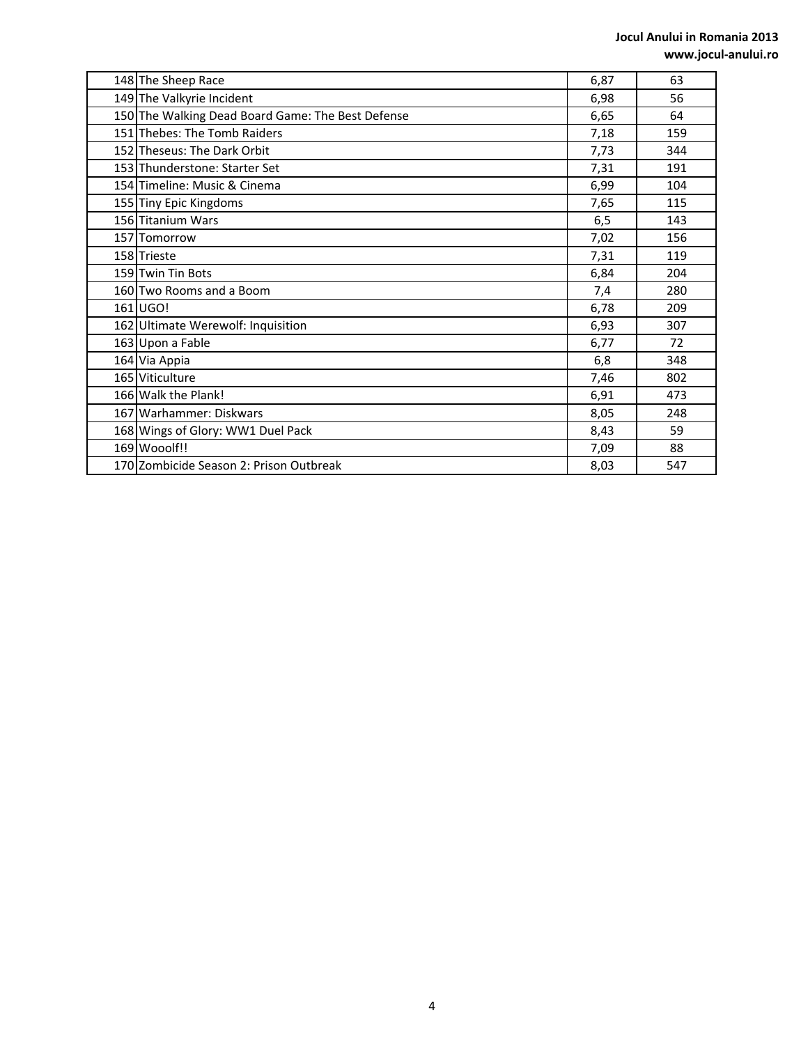| | | | |
|---|---|---|---|
| 148 | The Sheep Race | 6,87 | 63 |
| 149 | The Valkyrie Incident | 6,98 | 56 |
| 150 | The Walking Dead Board Game: The Best Defense | 6,65 | 64 |
| 151 | Thebes: The Tomb Raiders | 7,18 | 159 |
| 152 | Theseus: The Dark Orbit | 7,73 | 344 |
| 153 | Thunderstone: Starter Set | 7,31 | 191 |
| 154 | Timeline: Music & Cinema | 6,99 | 104 |
| 155 | Tiny Epic Kingdoms | 7,65 | 115 |
| 156 | Titanium Wars | 6,5 | 143 |
| 157 | Tomorrow | 7,02 | 156 |
| 158 | Trieste | 7,31 | 119 |
| 159 | Twin Tin Bots | 6,84 | 204 |
| 160 | Two Rooms and a Boom | 7,4 | 280 |
| 161 | UGO! | 6,78 | 209 |
| 162 | Ultimate Werewolf: Inquisition | 6,93 | 307 |
| 163 | Upon a Fable | 6,77 | 72 |
| 164 | Via Appia | 6,8 | 348 |
| 165 | Viticulture | 7,46 | 802 |
| 166 | Walk the Plank! | 6,91 | 473 |
| 167 | Warhammer: Diskwars | 8,05 | 248 |
| 168 | Wings of Glory: WW1 Duel Pack | 8,43 | 59 |
| 169 | Wooolf!! | 7,09 | 88 |
| 170 | Zombicide Season 2: Prison Outbreak | 8,03 | 547 |